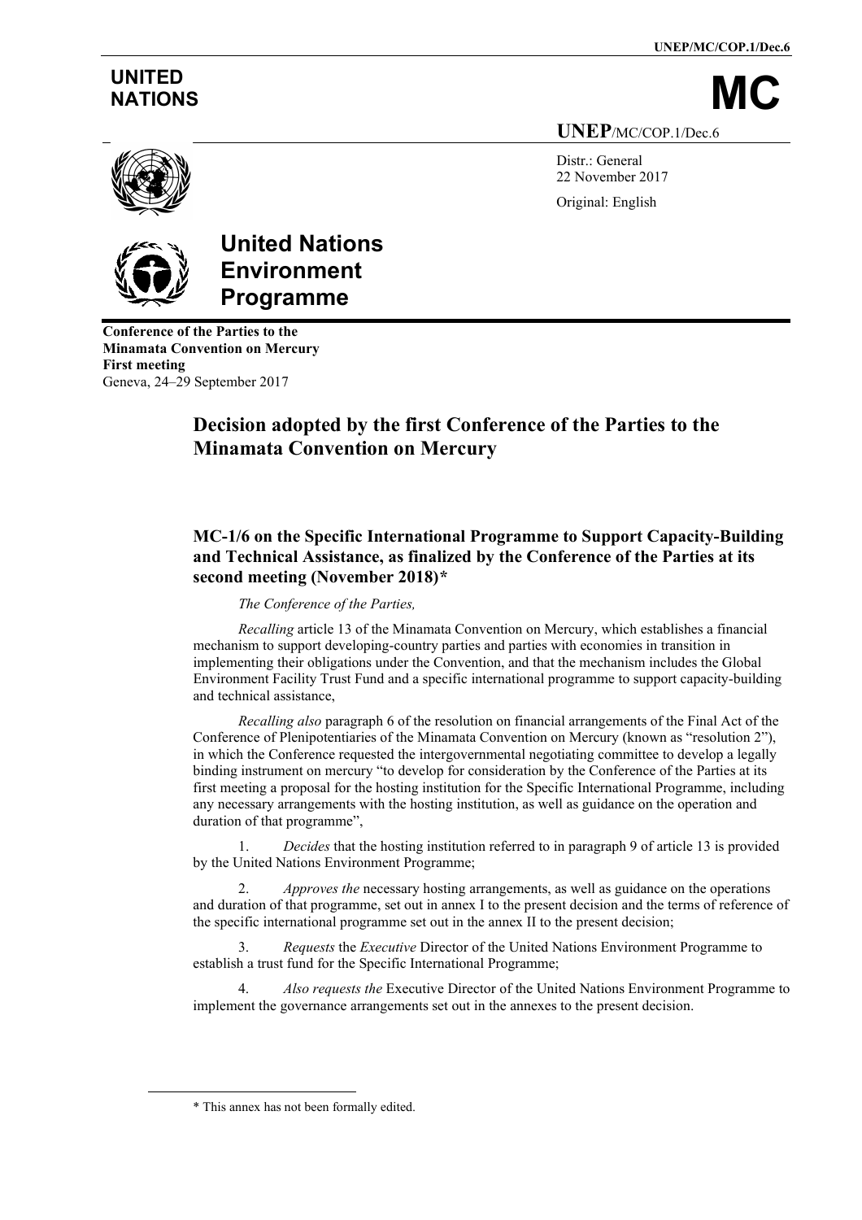**UNITED NATIONS**

**MC**

**UNEP**/MC/COP.1/Dec.6

Distr.: General
22 November 2017

Original: English

# United Nations Environment Programme

**Conference of the Parties to the Minamata Convention on Mercury**
**First meeting**
Geneva, 24–29 September 2017

## Decision adopted by the first Conference of the Parties to the Minamata Convention on Mercury

### MC-1/6 on the Specific International Programme to Support Capacity-Building and Technical Assistance, as finalized by the Conference of the Parties at its second meeting (November 2018)*

*The Conference of the Parties,*

*Recalling* article 13 of the Minamata Convention on Mercury, which establishes a financial mechanism to support developing-country parties and parties with economies in transition in implementing their obligations under the Convention, and that the mechanism includes the Global Environment Facility Trust Fund and a specific international programme to support capacity-building and technical assistance,

*Recalling also* paragraph 6 of the resolution on financial arrangements of the Final Act of the Conference of Plenipotentiaries of the Minamata Convention on Mercury (known as "resolution 2"), in which the Conference requested the intergovernmental negotiating committee to develop a legally binding instrument on mercury "to develop for consideration by the Conference of the Parties at its first meeting a proposal for the hosting institution for the Specific International Programme, including any necessary arrangements with the hosting institution, as well as guidance on the operation and duration of that programme",

1. *Decides* that the hosting institution referred to in paragraph 9 of article 13 is provided by the United Nations Environment Programme;

2. *Approves the* necessary hosting arrangements, as well as guidance on the operations and duration of that programme, set out in annex I to the present decision and the terms of reference of the specific international programme set out in the annex II to the present decision;

3. *Requests* the *Executive* Director of the United Nations Environment Programme to establish a trust fund for the Specific International Programme;

4. *Also requests the* Executive Director of the United Nations Environment Programme to implement the governance arrangements set out in the annexes to the present decision.

\* This annex has not been formally edited.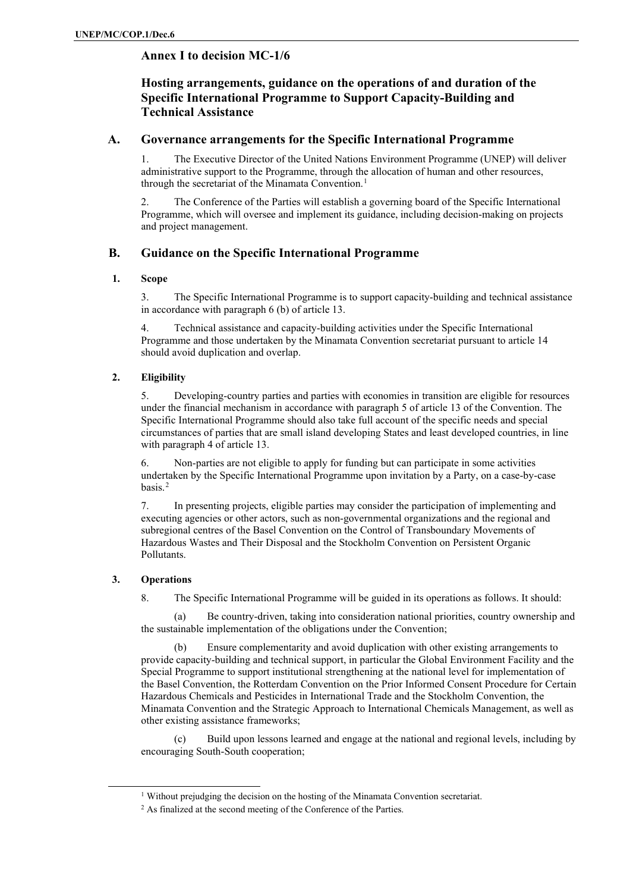## Annex I to decision MC-1/6

## Hosting arrangements, guidance on the operations of and duration of the Specific International Programme to Support Capacity-Building and Technical Assistance

## A. Governance arrangements for the Specific International Programme

1. The Executive Director of the United Nations Environment Programme (UNEP) will deliver administrative support to the Programme, through the allocation of human and other resources, through the secretariat of the Minamata Convention.[1]

2. The Conference of the Parties will establish a governing board of the Specific International Programme, which will oversee and implement its guidance, including decision-making on projects and project management.

## B. Guidance on the Specific International Programme

### 1. Scope

3. The Specific International Programme is to support capacity-building and technical assistance in accordance with paragraph 6 (b) of article 13.

4. Technical assistance and capacity-building activities under the Specific International Programme and those undertaken by the Minamata Convention secretariat pursuant to article 14 should avoid duplication and overlap.

### 2. Eligibility

5. Developing-country parties and parties with economies in transition are eligible for resources under the financial mechanism in accordance with paragraph 5 of article 13 of the Convention. The Specific International Programme should also take full account of the specific needs and special circumstances of parties that are small island developing States and least developed countries, in line with paragraph 4 of article 13.

6. Non-parties are not eligible to apply for funding but can participate in some activities undertaken by the Specific International Programme upon invitation by a Party, on a case-by-case basis.[2]

7. In presenting projects, eligible parties may consider the participation of implementing and executing agencies or other actors, such as non-governmental organizations and the regional and subregional centres of the Basel Convention on the Control of Transboundary Movements of Hazardous Wastes and Their Disposal and the Stockholm Convention on Persistent Organic Pollutants.

### 3. Operations

8. The Specific International Programme will be guided in its operations as follows. It should:

(a) Be country-driven, taking into consideration national priorities, country ownership and the sustainable implementation of the obligations under the Convention;

(b) Ensure complementarity and avoid duplication with other existing arrangements to provide capacity-building and technical support, in particular the Global Environment Facility and the Special Programme to support institutional strengthening at the national level for implementation of the Basel Convention, the Rotterdam Convention on the Prior Informed Consent Procedure for Certain Hazardous Chemicals and Pesticides in International Trade and the Stockholm Convention, the Minamata Convention and the Strategic Approach to International Chemicals Management, as well as other existing assistance frameworks;

(c) Build upon lessons learned and engage at the national and regional levels, including by encouraging South-South cooperation;

---

[1] Without prejudging the decision on the hosting of the Minamata Convention secretariat.

[2] As finalized at the second meeting of the Conference of the Parties.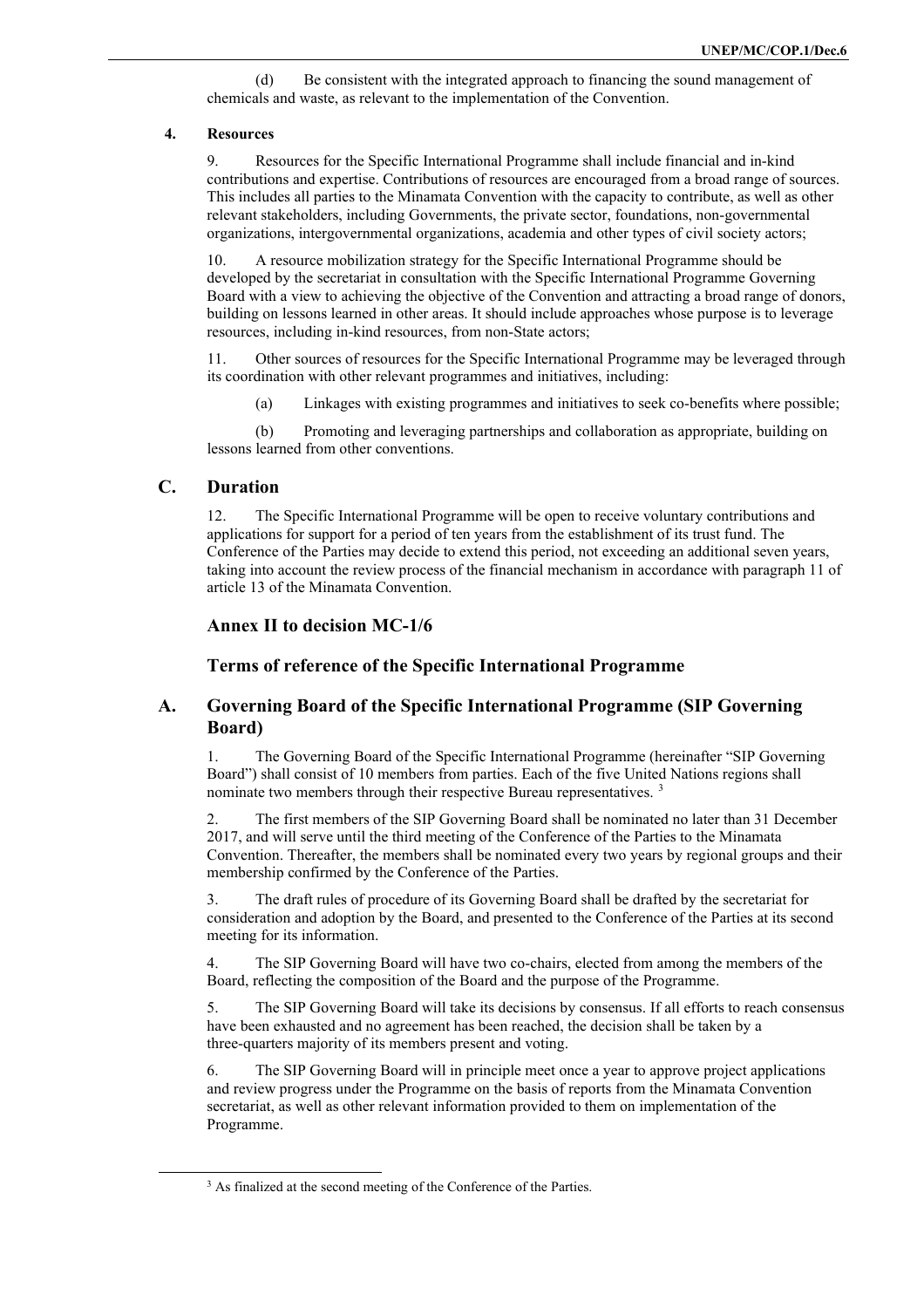(d) Be consistent with the integrated approach to financing the sound management of chemicals and waste, as relevant to the implementation of the Convention.

#### 4. Resources

9. Resources for the Specific International Programme shall include financial and in-kind contributions and expertise. Contributions of resources are encouraged from a broad range of sources. This includes all parties to the Minamata Convention with the capacity to contribute, as well as other relevant stakeholders, including Governments, the private sector, foundations, non-governmental organizations, intergovernmental organizations, academia and other types of civil society actors;

10. A resource mobilization strategy for the Specific International Programme should be developed by the secretariat in consultation with the Specific International Programme Governing Board with a view to achieving the objective of the Convention and attracting a broad range of donors, building on lessons learned in other areas. It should include approaches whose purpose is to leverage resources, including in-kind resources, from non-State actors;

11. Other sources of resources for the Specific International Programme may be leveraged through its coordination with other relevant programmes and initiatives, including:

(a) Linkages with existing programmes and initiatives to seek co-benefits where possible;

(b) Promoting and leveraging partnerships and collaboration as appropriate, building on lessons learned from other conventions.

## C. Duration

12. The Specific International Programme will be open to receive voluntary contributions and applications for support for a period of ten years from the establishment of its trust fund. The Conference of the Parties may decide to extend this period, not exceeding an additional seven years, taking into account the review process of the financial mechanism in accordance with paragraph 11 of article 13 of the Minamata Convention.

## Annex II to decision MC-1/6

## Terms of reference of the Specific International Programme

## A. Governing Board of the Specific International Programme (SIP Governing Board)

1. The Governing Board of the Specific International Programme (hereinafter "SIP Governing Board") shall consist of 10 members from parties. Each of the five United Nations regions shall nominate two members through their respective Bureau representatives. [3]

2. The first members of the SIP Governing Board shall be nominated no later than 31 December 2017, and will serve until the third meeting of the Conference of the Parties to the Minamata Convention. Thereafter, the members shall be nominated every two years by regional groups and their membership confirmed by the Conference of the Parties.

3. The draft rules of procedure of its Governing Board shall be drafted by the secretariat for consideration and adoption by the Board, and presented to the Conference of the Parties at its second meeting for its information.

4. The SIP Governing Board will have two co-chairs, elected from among the members of the Board, reflecting the composition of the Board and the purpose of the Programme.

5. The SIP Governing Board will take its decisions by consensus. If all efforts to reach consensus have been exhausted and no agreement has been reached, the decision shall be taken by a three-quarters majority of its members present and voting.

6. The SIP Governing Board will in principle meet once a year to approve project applications and review progress under the Programme on the basis of reports from the Minamata Convention secretariat, as well as other relevant information provided to them on implementation of the Programme.

[3] As finalized at the second meeting of the Conference of the Parties.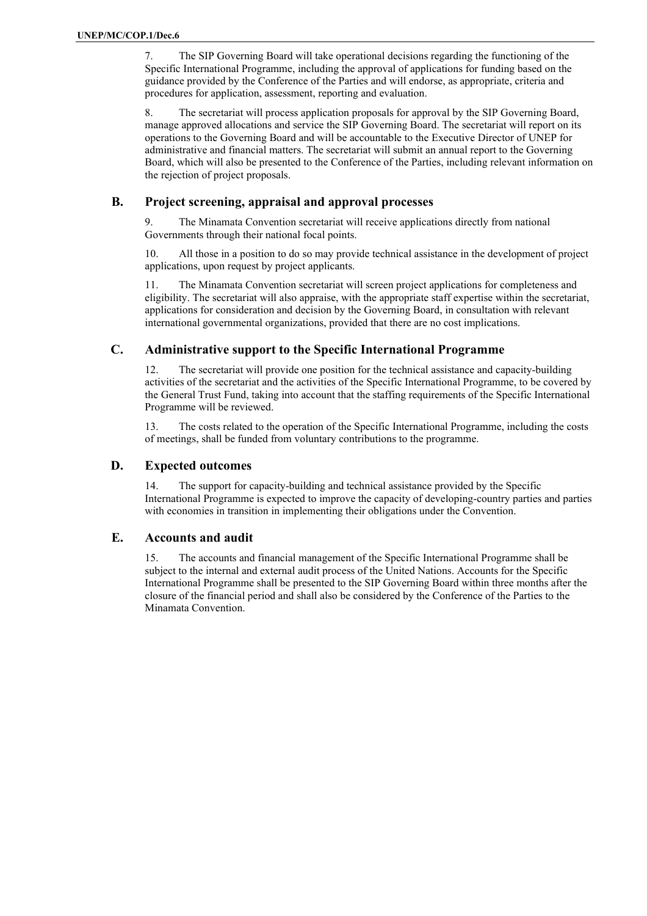7. The SIP Governing Board will take operational decisions regarding the functioning of the Specific International Programme, including the approval of applications for funding based on the guidance provided by the Conference of the Parties and will endorse, as appropriate, criteria and procedures for application, assessment, reporting and evaluation.

8. The secretariat will process application proposals for approval by the SIP Governing Board, manage approved allocations and service the SIP Governing Board. The secretariat will report on its operations to the Governing Board and will be accountable to the Executive Director of UNEP for administrative and financial matters. The secretariat will submit an annual report to the Governing Board, which will also be presented to the Conference of the Parties, including relevant information on the rejection of project proposals.

## B. Project screening, appraisal and approval processes

9. The Minamata Convention secretariat will receive applications directly from national Governments through their national focal points.

10. All those in a position to do so may provide technical assistance in the development of project applications, upon request by project applicants.

11. The Minamata Convention secretariat will screen project applications for completeness and eligibility. The secretariat will also appraise, with the appropriate staff expertise within the secretariat, applications for consideration and decision by the Governing Board, in consultation with relevant international governmental organizations, provided that there are no cost implications.

## C. Administrative support to the Specific International Programme

12. The secretariat will provide one position for the technical assistance and capacity-building activities of the secretariat and the activities of the Specific International Programme, to be covered by the General Trust Fund, taking into account that the staffing requirements of the Specific International Programme will be reviewed.

13. The costs related to the operation of the Specific International Programme, including the costs of meetings, shall be funded from voluntary contributions to the programme.

## D. Expected outcomes

14. The support for capacity-building and technical assistance provided by the Specific International Programme is expected to improve the capacity of developing-country parties and parties with economies in transition in implementing their obligations under the Convention.

## E. Accounts and audit

15. The accounts and financial management of the Specific International Programme shall be subject to the internal and external audit process of the United Nations. Accounts for the Specific International Programme shall be presented to the SIP Governing Board within three months after the closure of the financial period and shall also be considered by the Conference of the Parties to the Minamata Convention.